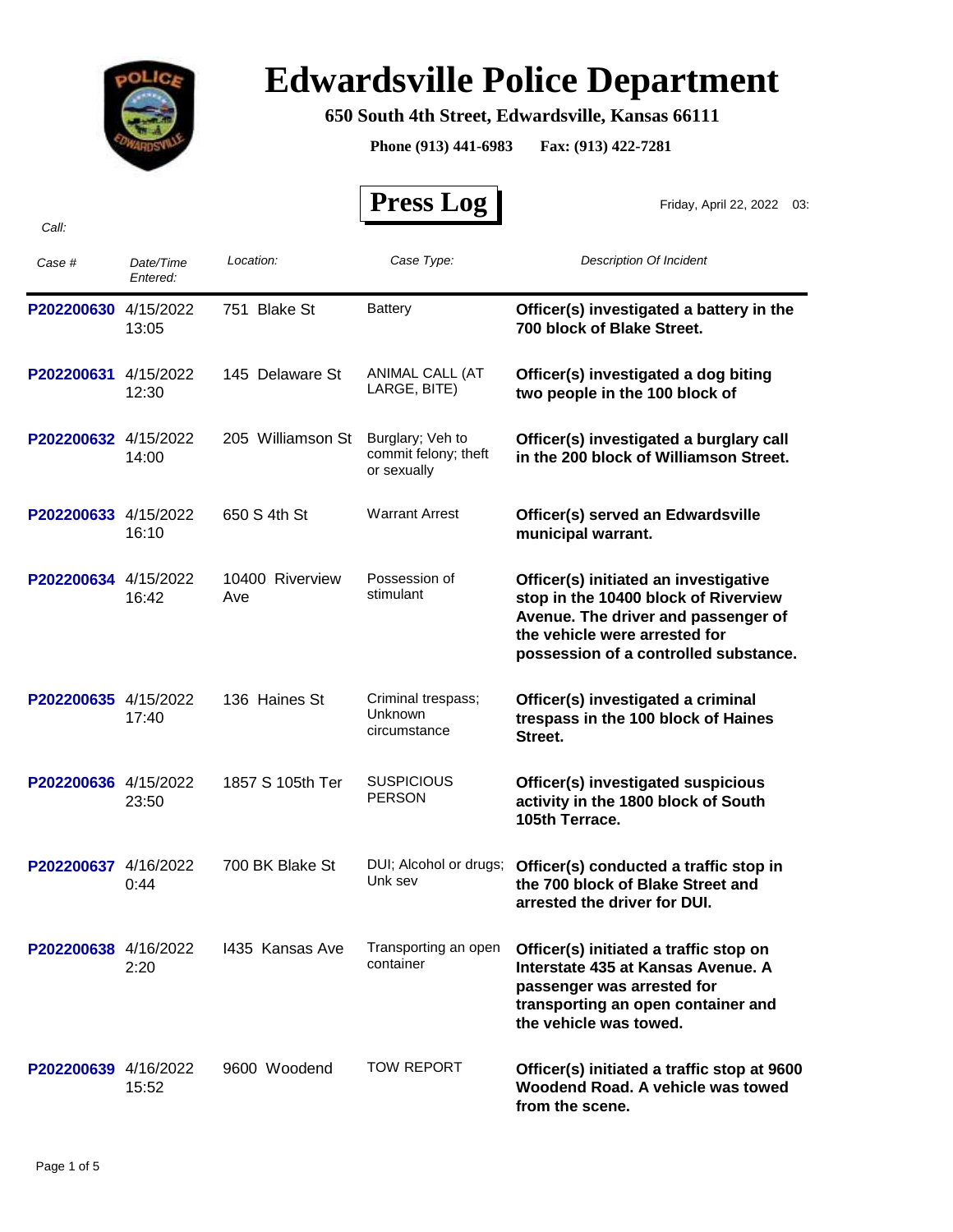# Edwardsville Police Department

**650 South 4th Street, Edwardsville, Kansas 66111**

**Phone (913) 441-6983 Fax: (913) 422-7281**

## Press Log

Friday, April 22, 2022 03:

*Call:*

| *Case #* | *Date/Time Entered:* | *Location:* | *Case Type:* | *Description Of Incident* |
|---|---|---|---|---|
| P202200630 | 4/15/2022 13:05 | 751 Blake St | Battery | **Officer(s) investigated a battery in the 700 block of Blake Street.** |
| P202200631 | 4/15/2022 12:30 | 145 Delaware St | ANIMAL CALL (AT LARGE, BITE) | **Officer(s) investigated a dog biting two people in the 100 block of** |
| P202200632 | 4/15/2022 14:00 | 205 Williamson St | Burglary; Veh to commit felony; theft or sexually | **Officer(s) investigated a burglary call in the 200 block of Williamson Street.** |
| P202200633 | 4/15/2022 16:10 | 650 S 4th St | Warrant Arrest | **Officer(s) served an Edwardsville municipal warrant.** |
| P202200634 | 4/15/2022 16:42 | 10400 Riverview Ave | Possession of stimulant | **Officer(s) initiated an investigative stop in the 10400 block of Riverview Avenue. The driver and passenger of the vehicle were arrested for possession of a controlled substance.** |
| P202200635 | 4/15/2022 17:40 | 136 Haines St | Criminal trespass; Unknown circumstance | **Officer(s) investigated a criminal trespass in the 100 block of Haines Street.** |
| P202200636 | 4/15/2022 23:50 | 1857 S 105th Ter | SUSPICIOUS PERSON | **Officer(s) investigated suspicious activity in the 1800 block of South 105th Terrace.** |
| P202200637 | 4/16/2022 0:44 | 700 BK Blake St | DUI; Alcohol or drugs; Unk sev | **Officer(s) conducted a traffic stop in the 700 block of Blake Street and arrested the driver for DUI.** |
| P202200638 | 4/16/2022 2:20 | I435 Kansas Ave | Transporting an open container | **Officer(s) initiated a traffic stop on Interstate 435 at Kansas Avenue. A passenger was arrested for transporting an open container and the vehicle was towed.** |
| P202200639 | 4/16/2022 15:52 | 9600 Woodend | TOW REPORT | **Officer(s) initiated a traffic stop at 9600 Woodend Road. A vehicle was towed from the scene.** |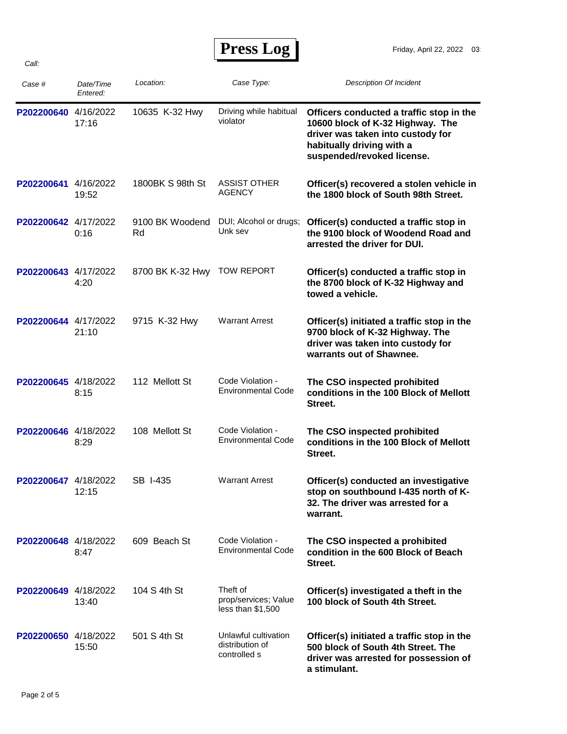# Press Log

Friday, April 22, 2022 03

*Call:*

| *Case #* | *Date/Time Entered:* | *Location:* | *Case Type:* | *Description Of Incident* |
|---|---|---|---|---|
| **P202200640** | 4/16/2022 17:16 | 10635 K-32 Hwy | Driving while habitual violator | **Officers conducted a traffic stop in the 10600 block of K-32 Highway. The driver was taken into custody for habitually driving with a suspended/revoked license.** |
| **P202200641** | 4/16/2022 19:52 | 1800BK S 98th St | ASSIST OTHER AGENCY | **Officer(s) recovered a stolen vehicle in the 1800 block of South 98th Street.** |
| **P202200642** | 4/17/2022 0:16 | 9100 BK Woodend Rd | DUI; Alcohol or drugs; Unk sev | **Officer(s) conducted a traffic stop in the 9100 block of Woodend Road and arrested the driver for DUI.** |
| **P202200643** | 4/17/2022 4:20 | 8700 BK K-32 Hwy | TOW REPORT | **Officer(s) conducted a traffic stop in the 8700 block of K-32 Highway and towed a vehicle.** |
| **P202200644** | 4/17/2022 21:10 | 9715 K-32 Hwy | Warrant Arrest | **Officer(s) initiated a traffic stop in the 9700 block of K-32 Highway. The driver was taken into custody for warrants out of Shawnee.** |
| **P202200645** | 4/18/2022 8:15 | 112 Mellott St | Code Violation - Environmental Code | **The CSO inspected prohibited conditions in the 100 Block of Mellott Street.** |
| **P202200646** | 4/18/2022 8:29 | 108 Mellott St | Code Violation - Environmental Code | **The CSO inspected prohibited conditions in the 100 Block of Mellott Street.** |
| **P202200647** | 4/18/2022 12:15 | SB I-435 | Warrant Arrest | **Officer(s) conducted an investigative stop on southbound I-435 north of K-32. The driver was arrested for a warrant.** |
| **P202200648** | 4/18/2022 8:47 | 609 Beach St | Code Violation - Environmental Code | **The CSO inspected a prohibited condition in the 600 Block of Beach Street.** |
| **P202200649** | 4/18/2022 13:40 | 104 S 4th St | Theft of prop/services; Value less than $1,500 | **Officer(s) investigated a theft in the 100 block of South 4th Street.** |
| **P202200650** | 4/18/2022 15:50 | 501 S 4th St | Unlawful cultivation distribution of controlled s | **Officer(s) initiated a traffic stop in the 500 block of South 4th Street. The driver was arrested for possession of a stimulant.** |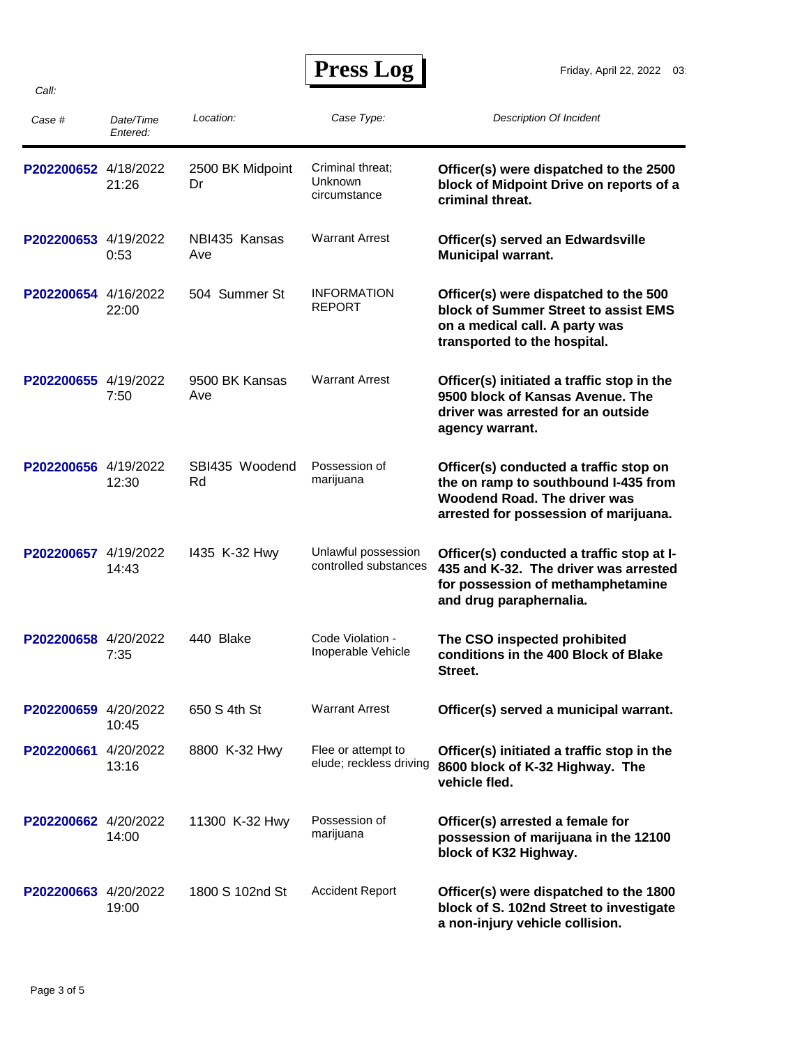# Press Log

Friday, April 22, 2022 03:

Call:

| Case # | Date/Time Entered: | Location: | Case Type: | Description Of Incident |
|---|---|---|---|---|
| P202200652 | 4/18/2022 21:26 | 2500 BK Midpoint Dr | Criminal threat; Unknown circumstance | **Officer(s) were dispatched to the 2500 block of Midpoint Drive on reports of a criminal threat.** |
| P202200653 | 4/19/2022 0:53 | NBI435 Kansas Ave | Warrant Arrest | **Officer(s) served an Edwardsville Municipal warrant.** |
| P202200654 | 4/16/2022 22:00 | 504 Summer St | INFORMATION REPORT | **Officer(s) were dispatched to the 500 block of Summer Street to assist EMS on a medical call. A party was transported to the hospital.** |
| P202200655 | 4/19/2022 7:50 | 9500 BK Kansas Ave | Warrant Arrest | **Officer(s) initiated a traffic stop in the 9500 block of Kansas Avenue. The driver was arrested for an outside agency warrant.** |
| P202200656 | 4/19/2022 12:30 | SBI435 Woodend Rd | Possession of marijuana | **Officer(s) conducted a traffic stop on the on ramp to southbound I-435 from Woodend Road. The driver was arrested for possession of marijuana.** |
| P202200657 | 4/19/2022 14:43 | I435 K-32 Hwy | Unlawful possession controlled substances | **Officer(s) conducted a traffic stop at I-435 and K-32. The driver was arrested for possession of methamphetamine and drug paraphernalia.** |
| P202200658 | 4/20/2022 7:35 | 440 Blake | Code Violation - Inoperable Vehicle | **The CSO inspected prohibited conditions in the 400 Block of Blake Street.** |
| P202200659 | 4/20/2022 10:45 | 650 S 4th St | Warrant Arrest | **Officer(s) served a municipal warrant.** |
| P202200661 | 4/20/2022 13:16 | 8800 K-32 Hwy | Flee or attempt to elude; reckless driving | **Officer(s) initiated a traffic stop in the 8600 block of K-32 Highway. The vehicle fled.** |
| P202200662 | 4/20/2022 14:00 | 11300 K-32 Hwy | Possession of marijuana | **Officer(s) arrested a female for possession of marijuana in the 12100 block of K32 Highway.** |
| P202200663 | 4/20/2022 19:00 | 1800 S 102nd St | Accident Report | **Officer(s) were dispatched to the 1800 block of S. 102nd Street to investigate a non-injury vehicle collision.** |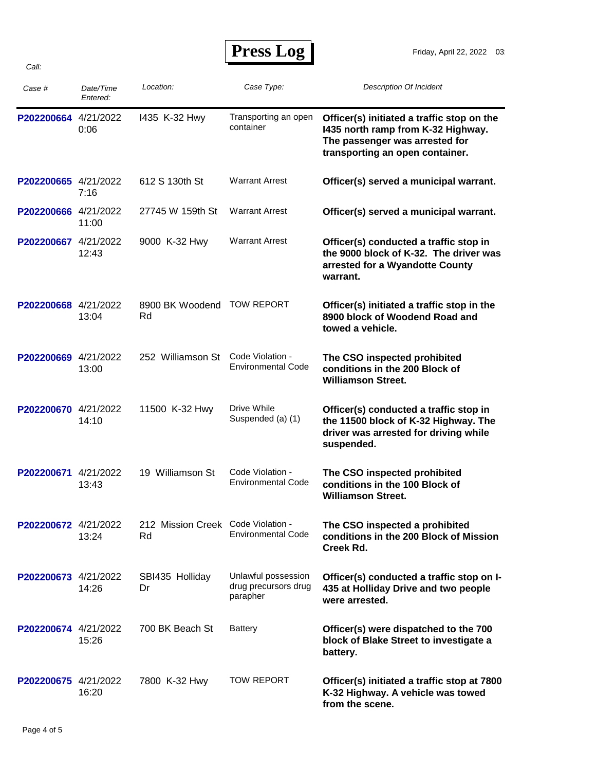# Press Log

Friday, April 22, 2022 03

*Call:*

| *Case #* | *Date/Time Entered:* | *Location:* | *Case Type:* | *Description Of Incident* |
|---|---|---|---|---|
| P202200664 | 4/21/2022 0:06 | I435 K-32 Hwy | Transporting an open container | **Officer(s) initiated a traffic stop on the I435 north ramp from K-32 Highway. The passenger was arrested for transporting an open container.** |
| P202200665 | 4/21/2022 7:16 | 612 S 130th St | Warrant Arrest | **Officer(s) served a municipal warrant.** |
| P202200666 | 4/21/2022 11:00 | 27745 W 159th St | Warrant Arrest | **Officer(s) served a municipal warrant.** |
| P202200667 | 4/21/2022 12:43 | 9000 K-32 Hwy | Warrant Arrest | **Officer(s) conducted a traffic stop in the 9000 block of K-32. The driver was arrested for a Wyandotte County warrant.** |
| P202200668 | 4/21/2022 13:04 | 8900 BK Woodend Rd | TOW REPORT | **Officer(s) initiated a traffic stop in the 8900 block of Woodend Road and towed a vehicle.** |
| P202200669 | 4/21/2022 13:00 | 252 Williamson St | Code Violation - Environmental Code | **The CSO inspected prohibited conditions in the 200 Block of Williamson Street.** |
| P202200670 | 4/21/2022 14:10 | 11500 K-32 Hwy | Drive While Suspended (a) (1) | **Officer(s) conducted a traffic stop in the 11500 block of K-32 Highway. The driver was arrested for driving while suspended.** |
| P202200671 | 4/21/2022 13:43 | 19 Williamson St | Code Violation - Environmental Code | **The CSO inspected prohibited conditions in the 100 Block of Williamson Street.** |
| P202200672 | 4/21/2022 13:24 | 212 Mission Creek Rd | Code Violation - Environmental Code | **The CSO inspected a prohibited conditions in the 200 Block of Mission Creek Rd.** |
| P202200673 | 4/21/2022 14:26 | SBI435 Holliday Dr | Unlawful possession drug precursors drug parapher | **Officer(s) conducted a traffic stop on I-435 at Holliday Drive and two people were arrested.** |
| P202200674 | 4/21/2022 15:26 | 700 BK Beach St | Battery | **Officer(s) were dispatched to the 700 block of Blake Street to investigate a battery.** |
| P202200675 | 4/21/2022 16:20 | 7800 K-32 Hwy | TOW REPORT | **Officer(s) initiated a traffic stop at 7800 K-32 Highway. A vehicle was towed from the scene.** |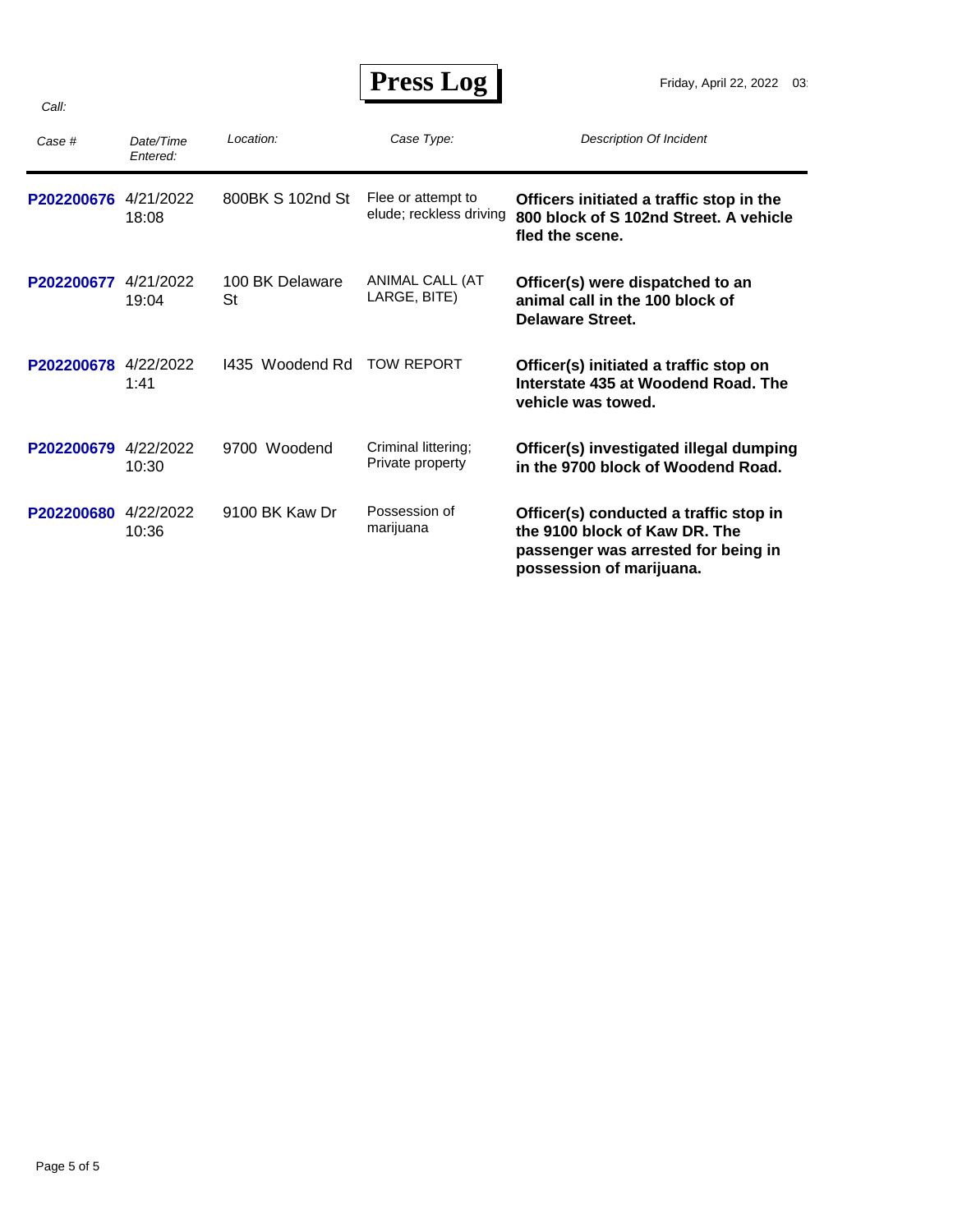# Press Log

Friday, April 22, 2022 03:

*Call:*

| *Case #* | *Date/Time Entered:* | *Location:* | *Case Type:* | *Description Of Incident* |
|---|---|---|---|---|
| **P202200676** | 4/21/2022 18:08 | 800BK S 102nd St | Flee or attempt to elude; reckless driving | **Officers initiated a traffic stop in the 800 block of S 102nd Street. A vehicle fled the scene.** |
| **P202200677** | 4/21/2022 19:04 | 100 BK Delaware St | ANIMAL CALL (AT LARGE, BITE) | **Officer(s) were dispatched to an animal call in the 100 block of Delaware Street.** |
| **P202200678** | 4/22/2022 1:41 | I435 Woodend Rd | TOW REPORT | **Officer(s) initiated a traffic stop on Interstate 435 at Woodend Road. The vehicle was towed.** |
| **P202200679** | 4/22/2022 10:30 | 9700 Woodend | Criminal littering; Private property | **Officer(s) investigated illegal dumping in the 9700 block of Woodend Road.** |
| **P202200680** | 4/22/2022 10:36 | 9100 BK Kaw Dr | Possession of marijuana | **Officer(s) conducted a traffic stop in the 9100 block of Kaw DR. The passenger was arrested for being in possession of marijuana.** |